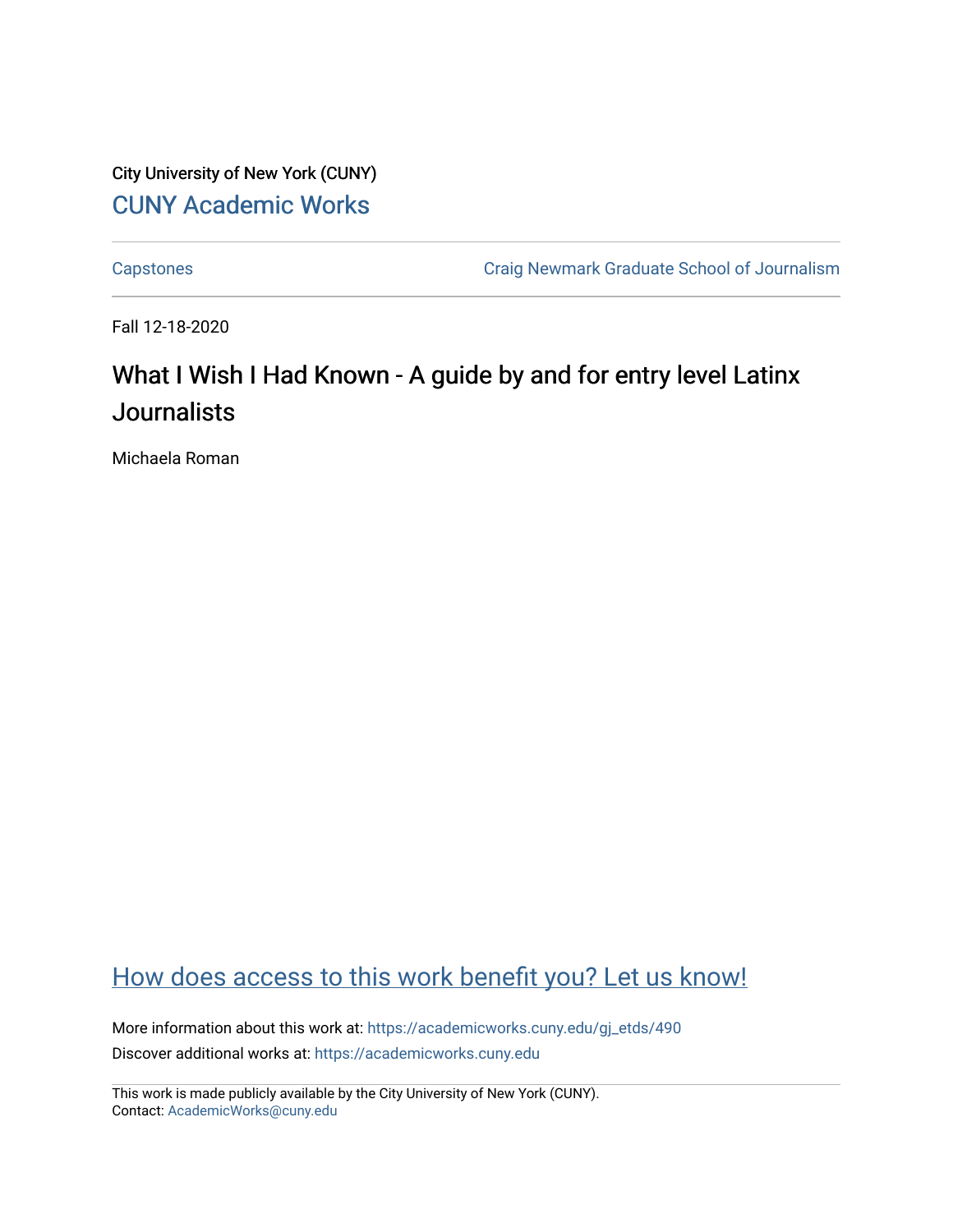City University of New York (CUNY)

[CUNY Academic Works](https://academicworks.cuny.edu)

---

[Capstones](https://academicworks.cuny.edu) [Craig Newmark Graduate School of Journalism](https://academicworks.cuny.edu)

---

Fall 12-18-2020

# What I Wish I Had Known - A guide by and for entry level Latinx Journalists

Michaela Roman

## How does access to this work benefit you? Let us know!

More information about this work at: https://academicworks.cuny.edu/gj_etds/490

Discover additional works at: https://academicworks.cuny.edu

---

This work is made publicly available by the City University of New York (CUNY).
Contact: AcademicWorks@cuny.edu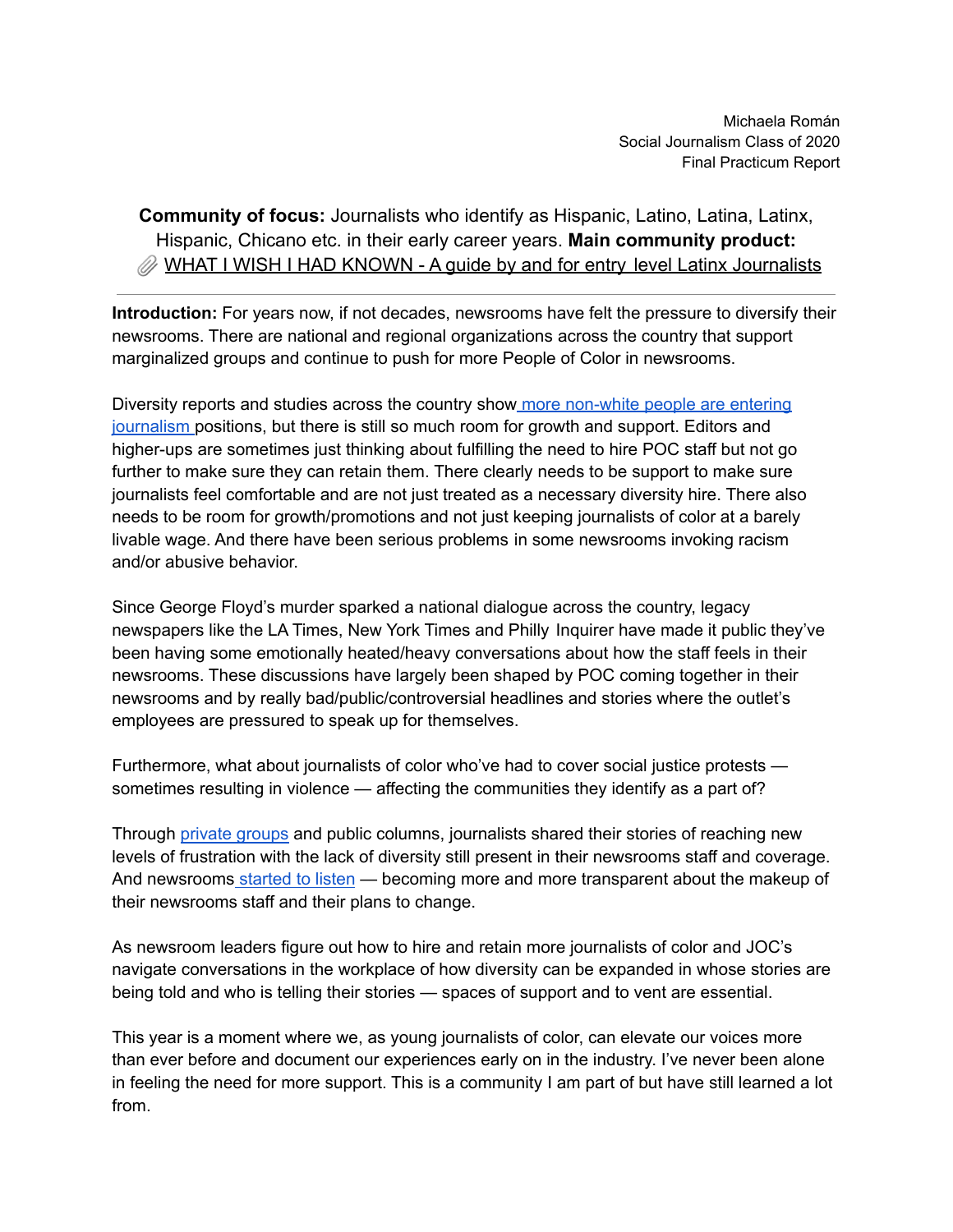Michaela Román
Social Journalism Class of 2020
Final Practicum Report

**Community of focus:** Journalists who identify as Hispanic, Latino, Latina, Latinx, Hispanic, Chicano etc. in their early career years. **Main community product:** WHAT I WISH I HAD KNOWN - A guide by and for entry level Latinx Journalists

---

**Introduction:** For years now, if not decades, newsrooms have felt the pressure to diversify their newsrooms. There are national and regional organizations across the country that support marginalized groups and continue to push for more People of Color in newsrooms.

Diversity reports and studies across the country show more non-white people are entering journalism positions, but there is still so much room for growth and support. Editors and higher-ups are sometimes just thinking about fulfilling the need to hire POC staff but not go further to make sure they can retain them. There clearly needs to be support to make sure journalists feel comfortable and are not just treated as a necessary diversity hire. There also needs to be room for growth/promotions and not just keeping journalists of color at a barely livable wage. And there have been serious problems in some newsrooms invoking racism and/or abusive behavior.

Since George Floyd's murder sparked a national dialogue across the country, legacy newspapers like the LA Times, New York Times and Philly Inquirer have made it public they've been having some emotionally heated/heavy conversations about how the staff feels in their newsrooms. These discussions have largely been shaped by POC coming together in their newsrooms and by really bad/public/controversial headlines and stories where the outlet's employees are pressured to speak up for themselves.

Furthermore, what about journalists of color who've had to cover social justice protests — sometimes resulting in violence — affecting the communities they identify as a part of?

Through private groups and public columns, journalists shared their stories of reaching new levels of frustration with the lack of diversity still present in their newsrooms staff and coverage. And newsrooms started to listen — becoming more and more transparent about the makeup of their newsrooms staff and their plans to change.

As newsroom leaders figure out how to hire and retain more journalists of color and JOC's navigate conversations in the workplace of how diversity can be expanded in whose stories are being told and who is telling their stories — spaces of support and to vent are essential.

This year is a moment where we, as young journalists of color, can elevate our voices more than ever before and document our experiences early on in the industry. I've never been alone in feeling the need for more support. This is a community I am part of but have still learned a lot from.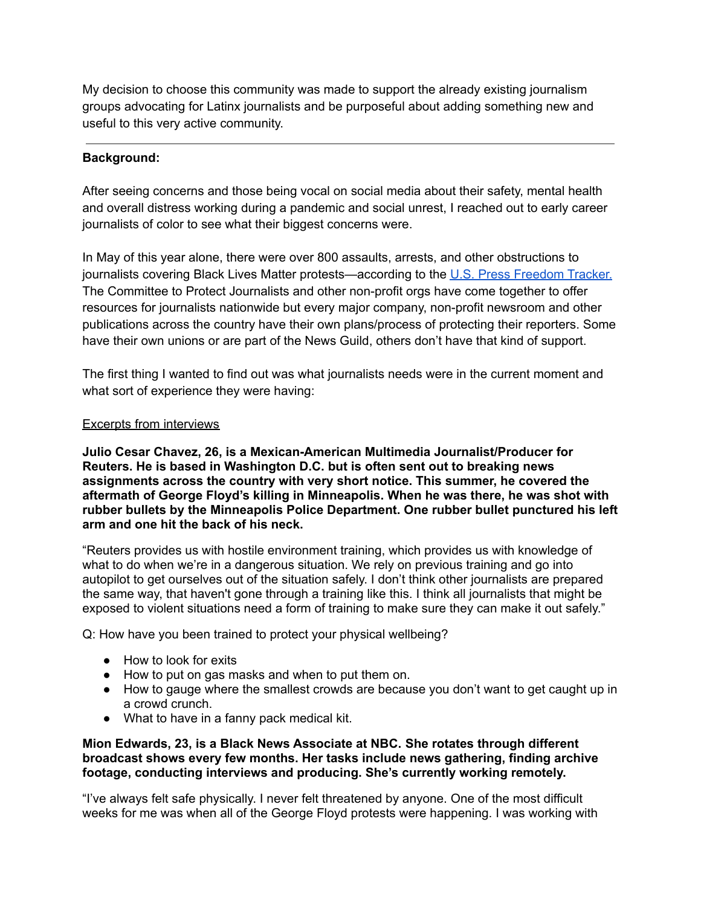My decision to choose this community was made to support the already existing journalism groups advocating for Latinx journalists and be purposeful about adding something new and useful to this very active community.

---

**Background:**

After seeing concerns and those being vocal on social media about their safety, mental health and overall distress working during a pandemic and social unrest, I reached out to early career journalists of color to see what their biggest concerns were.

In May of this year alone, there were over 800 assaults, arrests, and other obstructions to journalists covering Black Lives Matter protests—according to the [U.S. Press Freedom Tracker.](https://pressfreedomtracker.us) The Committee to Protect Journalists and other non-profit orgs have come together to offer resources for journalists nationwide but every major company, non-profit newsroom and other publications across the country have their own plans/process of protecting their reporters. Some have their own unions or are part of the News Guild, others don't have that kind of support.

The first thing I wanted to find out was what journalists needs were in the current moment and what sort of experience they were having:

<u>Excerpts from interviews</u>

**Julio Cesar Chavez, 26, is a Mexican-American Multimedia Journalist/Producer for Reuters. He is based in Washington D.C. but is often sent out to breaking news assignments across the country with very short notice. This summer, he covered the aftermath of George Floyd's killing in Minneapolis. When he was there, he was shot with rubber bullets by the Minneapolis Police Department. One rubber bullet punctured his left arm and one hit the back of his neck.**

"Reuters provides us with hostile environment training, which provides us with knowledge of what to do when we're in a dangerous situation. We rely on previous training and go into autopilot to get ourselves out of the situation safely. I don't think other journalists are prepared the same way, that haven't gone through a training like this. I think all journalists that might be exposed to violent situations need a form of training to make sure they can make it out safely."

Q: How have you been trained to protect your physical wellbeing?

- How to look for exits
- How to put on gas masks and when to put them on.
- How to gauge where the smallest crowds are because you don't want to get caught up in a crowd crunch.
- What to have in a fanny pack medical kit.

**Mion Edwards, 23, is a Black News Associate at NBC. She rotates through different broadcast shows every few months. Her tasks include news gathering, finding archive footage, conducting interviews and producing. She's currently working remotely.**

"I've always felt safe physically. I never felt threatened by anyone. One of the most difficult weeks for me was when all of the George Floyd protests were happening. I was working with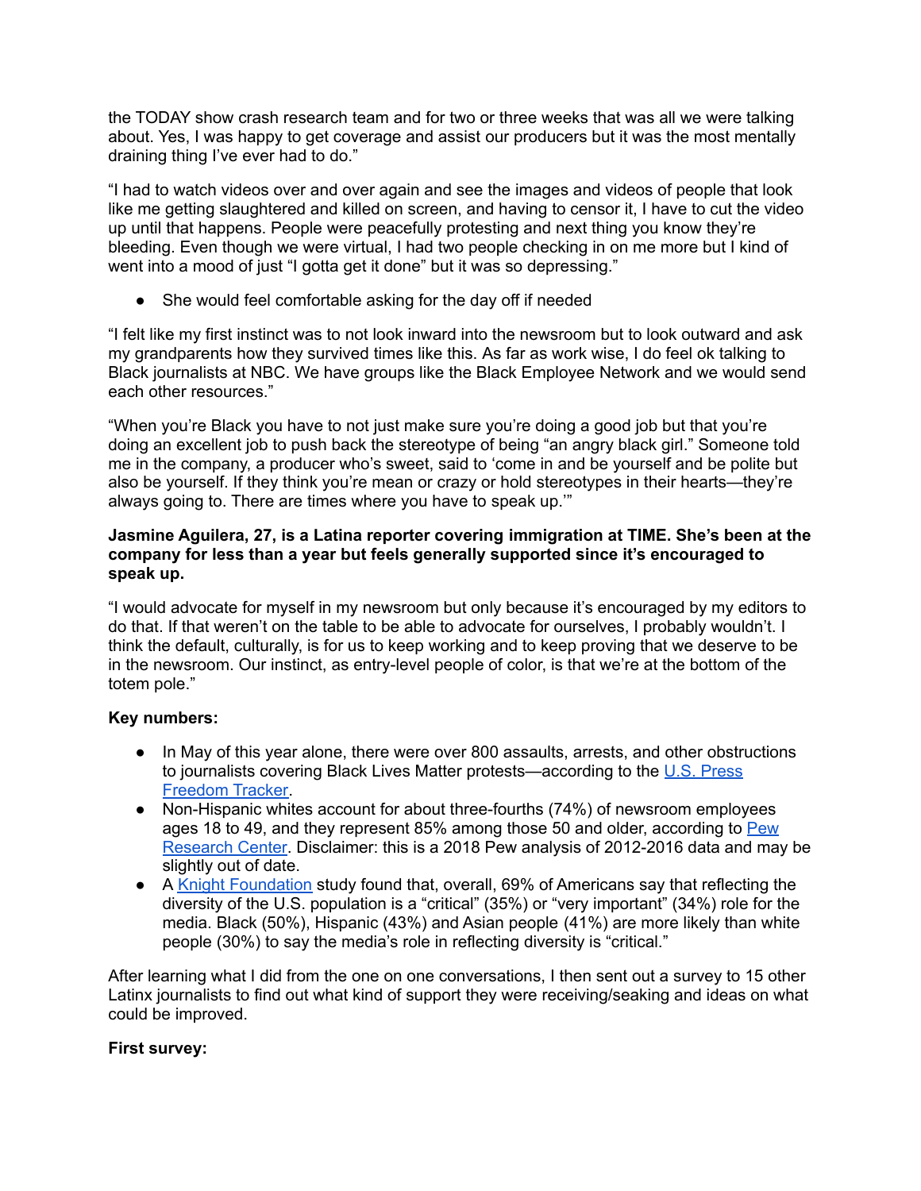the TODAY show crash research team and for two or three weeks that was all we were talking about. Yes, I was happy to get coverage and assist our producers but it was the most mentally draining thing I've ever had to do."

"I had to watch videos over and over again and see the images and videos of people that look like me getting slaughtered and killed on screen, and having to censor it, I have to cut the video up until that happens. People were peacefully protesting and next thing you know they're bleeding. Even though we were virtual, I had two people checking in on me more but I kind of went into a mood of just "I gotta get it done" but it was so depressing."

- She would feel comfortable asking for the day off if needed

"I felt like my first instinct was to not look inward into the newsroom but to look outward and ask my grandparents how they survived times like this. As far as work wise, I do feel ok talking to Black journalists at NBC. We have groups like the Black Employee Network and we would send each other resources."

"When you're Black you have to not just make sure you're doing a good job but that you're doing an excellent job to push back the stereotype of being "an angry black girl." Someone told me in the company, a producer who's sweet, said to 'come in and be yourself and be polite but also be yourself. If they think you're mean or crazy or hold stereotypes in their hearts—they're always going to. There are times where you have to speak up.'"

**Jasmine Aguilera, 27, is a Latina reporter covering immigration at TIME. She's been at the company for less than a year but feels generally supported since it's encouraged to speak up.**

"I would advocate for myself in my newsroom but only because it's encouraged by my editors to do that. If that weren't on the table to be able to advocate for ourselves, I probably wouldn't. I think the default, culturally, is for us to keep working and to keep proving that we deserve to be in the newsroom. Our instinct, as entry-level people of color, is that we're at the bottom of the totem pole."

**Key numbers:**

- In May of this year alone, there were over 800 assaults, arrests, and other obstructions to journalists covering Black Lives Matter protests—according to the [U.S. Press Freedom Tracker](#).
- Non-Hispanic whites account for about three-fourths (74%) of newsroom employees ages 18 to 49, and they represent 85% among those 50 and older, according to [Pew Research Center](#). Disclaimer: this is a 2018 Pew analysis of 2012-2016 data and may be slightly out of date.
- A [Knight Foundation](#) study found that, overall, 69% of Americans say that reflecting the diversity of the U.S. population is a "critical" (35%) or "very important" (34%) role for the media. Black (50%), Hispanic (43%) and Asian people (41%) are more likely than white people (30%) to say the media's role in reflecting diversity is "critical."

After learning what I did from the one on one conversations, I then sent out a survey to 15 other Latinx journalists to find out what kind of support they were receiving/seaking and ideas on what could be improved.

**First survey:**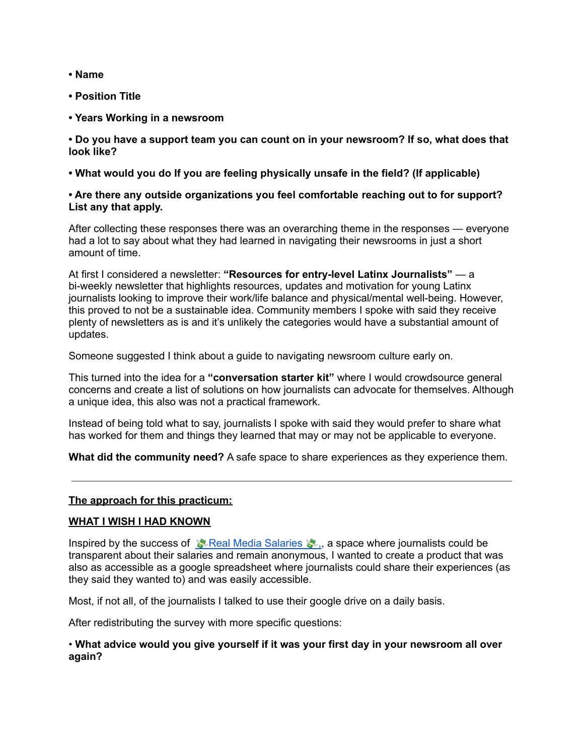- **Name**
- **Position Title**
- **Years Working in a newsroom**
- **Do you have a support team you can count on in your newsroom? If so, what does that look like?**
- **What would you do If you are feeling physically unsafe in the field? (If applicable)**
- **Are there any outside organizations you feel comfortable reaching out to for support? List any that apply.**

After collecting these responses there was an overarching theme in the responses — everyone had a lot to say about what they had learned in navigating their newsrooms in just a short amount of time.

At first I considered a newsletter: **"Resources for entry-level Latinx Journalists"** — a bi-weekly newsletter that highlights resources, updates and motivation for young Latinx journalists looking to improve their work/life balance and physical/mental well-being. However, this proved to not be a sustainable idea. Community members I spoke with said they receive plenty of newsletters as is and it's unlikely the categories would have a substantial amount of updates.

Someone suggested I think about a guide to navigating newsroom culture early on.

This turned into the idea for a **"conversation starter kit"** where I would crowdsource general concerns and create a list of solutions on how journalists can advocate for themselves. Although a unique idea, this also was not a practical framework.

Instead of being told what to say, journalists I spoke with said they would prefer to share what has worked for them and things they learned that may or may not be applicable to everyone.

**What did the community need?** A safe space to share experiences as they experience them.

---

**The approach for this practicum:**

**WHAT I WISH I HAD KNOWN**

Inspired by the success of 💸Real Media Salaries 💸., a space where journalists could be transparent about their salaries and remain anonymous, I wanted to create a product that was also as accessible as a google spreadsheet where journalists could share their experiences (as they said they wanted to) and was easily accessible.

Most, if not all, of the journalists I talked to use their google drive on a daily basis.

After redistributing the survey with more specific questions:

- **What advice would you give yourself if it was your first day in your newsroom all over again?**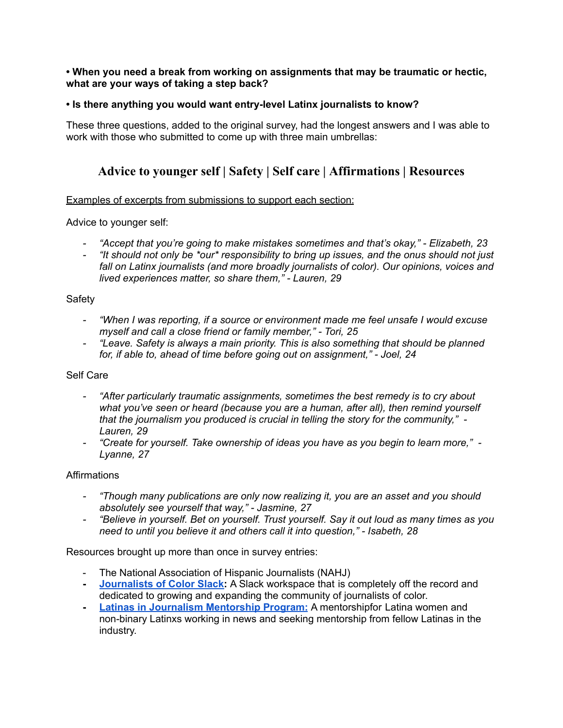**• When you need a break from working on assignments that may be traumatic or hectic, what are your ways of taking a step back?**

**• Is there anything you would want entry-level Latinx journalists to know?**

These three questions, added to the original survey, had the longest answers and I was able to work with those who submitted to come up with three main umbrellas:

## Advice to younger self | Safety | Self care | Affirmations | Resources

<u>Examples of excerpts from submissions to support each section:</u>

Advice to younger self:

- *"Accept that you're going to make mistakes sometimes and that's okay," - Elizabeth, 23*
- *"It should not only be *our* responsibility to bring up issues, and the onus should not just fall on Latinx journalists (and more broadly journalists of color). Our opinions, voices and lived experiences matter, so share them," - Lauren, 29*

Safety

- *"When I was reporting, if a source or environment made me feel unsafe I would excuse myself and call a close friend or family member," - Tori, 25*
- *"Leave. Safety is always a main priority. This is also something that should be planned for, if able to, ahead of time before going out on assignment," - Joel, 24*

Self Care

- *"After particularly traumatic assignments, sometimes the best remedy is to cry about what you've seen or heard (because you are a human, after all), then remind yourself that the journalism you produced is crucial in telling the story for the community," - Lauren, 29*
- *"Create for yourself. Take ownership of ideas you have as you begin to learn more," - Lyanne, 27*

Affirmations

- *"Though many publications are only now realizing it, you are an asset and you should absolutely see yourself that way," - Jasmine, 27*
- *"Believe in yourself. Bet on yourself. Trust yourself. Say it out loud as many times as you need to until you believe it and others call it into question," - Isabeth, 28*

Resources brought up more than once in survey entries:

- The National Association of Hispanic Journalists (NAHJ)
- **Journalists of Color Slack:** A Slack workspace that is completely off the record and dedicated to growing and expanding the community of journalists of color.
- **Latinas in Journalism Mentorship Program:** A mentorshipfor Latina women and non-binary Latinxs working in news and seeking mentorship from fellow Latinas in the industry.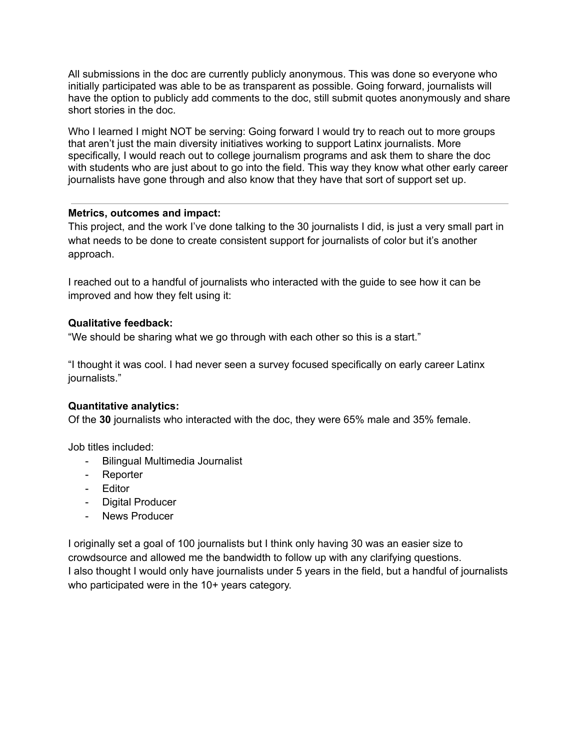All submissions in the doc are currently publicly anonymous. This was done so everyone who initially participated was able to be as transparent as possible. Going forward, journalists will have the option to publicly add comments to the doc, still submit quotes anonymously and share short stories in the doc.

Who I learned I might NOT be serving: Going forward I would try to reach out to more groups that aren't just the main diversity initiatives working to support Latinx journalists. More specifically, I would reach out to college journalism programs and ask them to share the doc with students who are just about to go into the field. This way they know what other early career journalists have gone through and also know that they have that sort of support set up.

---

**Metrics, outcomes and impact:**

This project, and the work I've done talking to the 30 journalists I did, is just a very small part in what needs to be done to create consistent support for journalists of color but it's another approach.

I reached out to a handful of journalists who interacted with the guide to see how it can be improved and how they felt using it:

**Qualitative feedback:**

"We should be sharing what we go through with each other so this is a start."

"I thought it was cool. I had never seen a survey focused specifically on early career Latinx journalists."

**Quantitative analytics:**

Of the **30** journalists who interacted with the doc, they were 65% male and 35% female.

Job titles included:

- Bilingual Multimedia Journalist
- Reporter
- Editor
- Digital Producer
- News Producer

I originally set a goal of 100 journalists but I think only having 30 was an easier size to crowdsource and allowed me the bandwidth to follow up with any clarifying questions.
I also thought I would only have journalists under 5 years in the field, but a handful of journalists who participated were in the 10+ years category.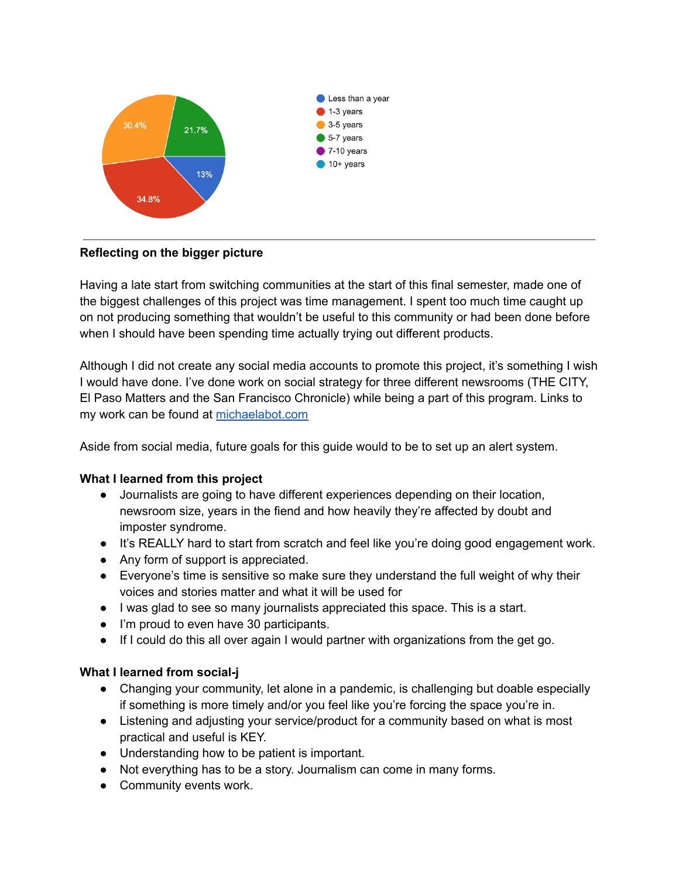Less than a year: 13%
1-3 years: 34.8%
3-5 years: 30.4%
5-7 years: 21.7%
7-10 years
10+ years

---

**Reflecting on the bigger picture**

Having a late start from switching communities at the start of this final semester, made one of the biggest challenges of this project was time management. I spent too much time caught up on not producing something that wouldn't be useful to this community or had been done before when I should have been spending time actually trying out different products.

Although I did not create any social media accounts to promote this project, it's something I wish I would have done. I've done work on social strategy for three different newsrooms (THE CITY, El Paso Matters and the San Francisco Chronicle) while being a part of this program. Links to my work can be found at [michaelabot.com](michaelabot.com)

Aside from social media, future goals for this guide would to be to set up an alert system.

**What I learned from this project**

- Journalists are going to have different experiences depending on their location, newsroom size, years in the fiend and how heavily they're affected by doubt and imposter syndrome.
- It's REALLY hard to start from scratch and feel like you're doing good engagement work.
- Any form of support is appreciated.
- Everyone's time is sensitive so make sure they understand the full weight of why their voices and stories matter and what it will be used for
- I was glad to see so many journalists appreciated this space. This is a start.
- I'm proud to even have 30 participants.
- If I could do this all over again I would partner with organizations from the get go.

**What I learned from social-j**

- Changing your community, let alone in a pandemic, is challenging but doable especially if something is more timely and/or you feel like you're forcing the space you're in.
- Listening and adjusting your service/product for a community based on what is most practical and useful is KEY.
- Understanding how to be patient is important.
- Not everything has to be a story. Journalism can come in many forms.
- Community events work.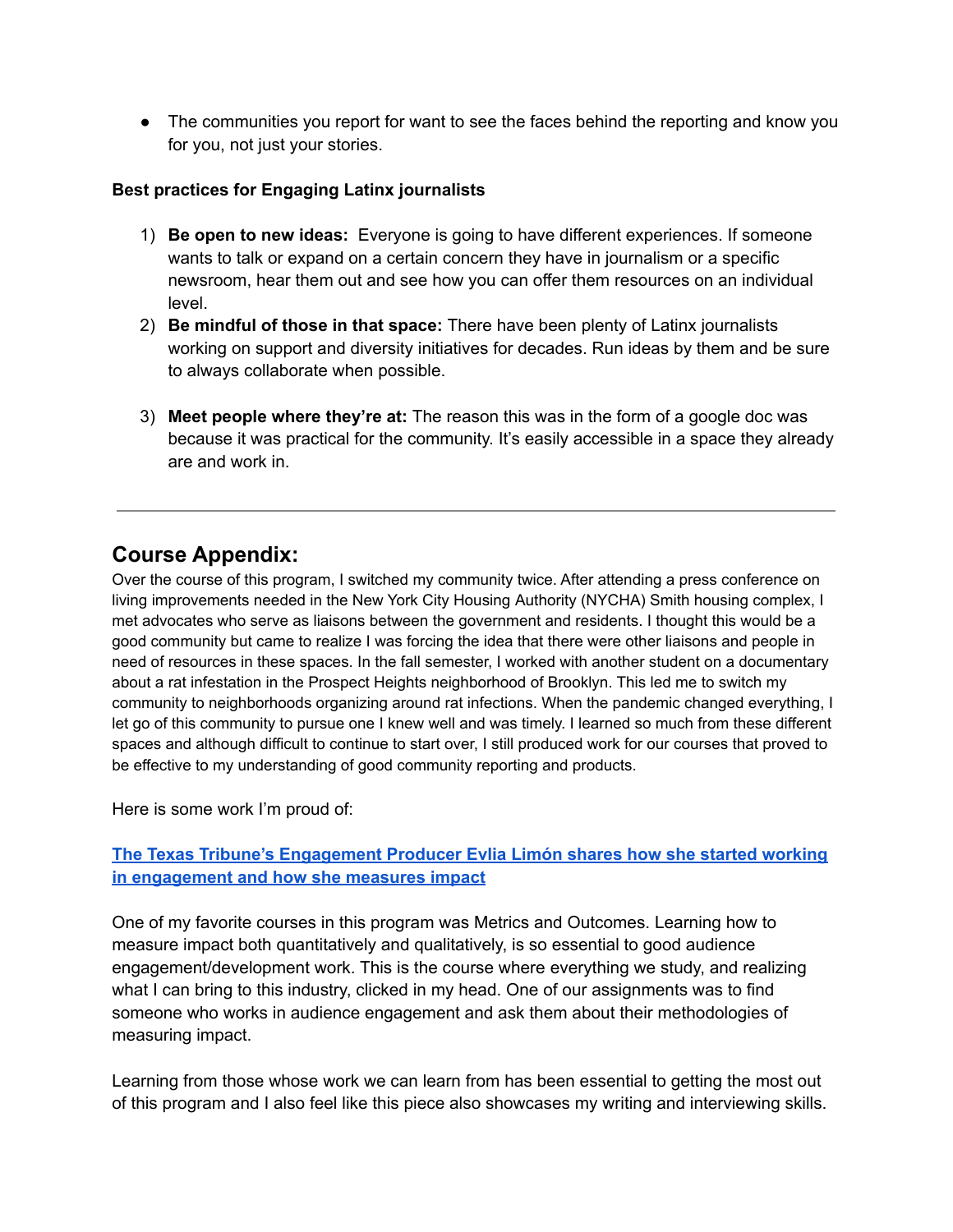- The communities you report for want to see the faces behind the reporting and know you for you, not just your stories.

**Best practices for Engaging Latinx journalists**

1) **Be open to new ideas:** Everyone is going to have different experiences. If someone wants to talk or expand on a certain concern they have in journalism or a specific newsroom, hear them out and see how you can offer them resources on an individual level.
2) **Be mindful of those in that space:** There have been plenty of Latinx journalists working on support and diversity initiatives for decades. Run ideas by them and be sure to always collaborate when possible.
3) **Meet people where they're at:** The reason this was in the form of a google doc was because it was practical for the community. It's easily accessible in a space they already are and work in.

---

## Course Appendix:

Over the course of this program, I switched my community twice. After attending a press conference on living improvements needed in the New York City Housing Authority (NYCHA) Smith housing complex, I met advocates who serve as liaisons between the government and residents. I thought this would be a good community but came to realize I was forcing the idea that there were other liaisons and people in need of resources in these spaces. In the fall semester, I worked with another student on a documentary about a rat infestation in the Prospect Heights neighborhood of Brooklyn. This led me to switch my community to neighborhoods organizing around rat infections. When the pandemic changed everything, I let go of this community to pursue one I knew well and was timely. I learned so much from these different spaces and although difficult to continue to start over, I still produced work for our courses that proved to be effective to my understanding of good community reporting and products.

Here is some work I'm proud of:

**The Texas Tribune's Engagement Producer Evlia Limón shares how she started working in engagement and how she measures impact**

One of my favorite courses in this program was Metrics and Outcomes. Learning how to measure impact both quantitatively and qualitatively, is so essential to good audience engagement/development work. This is the course where everything we study, and realizing what I can bring to this industry, clicked in my head. One of our assignments was to find someone who works in audience engagement and ask them about their methodologies of measuring impact.

Learning from those whose work we can learn from has been essential to getting the most out of this program and I also feel like this piece also showcases my writing and interviewing skills.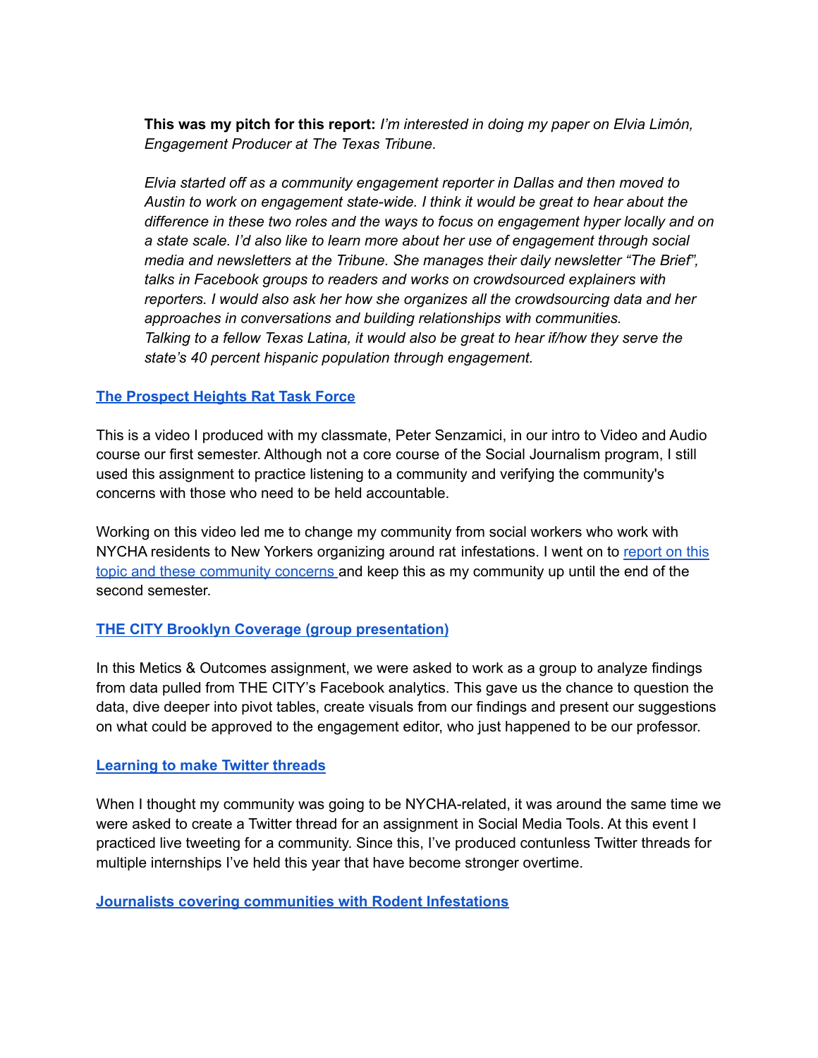**This was my pitch for this report:** *I'm interested in doing my paper on Elvia Limón, Engagement Producer at The Texas Tribune.*

*Elvia started off as a community engagement reporter in Dallas and then moved to Austin to work on engagement state-wide. I think it would be great to hear about the difference in these two roles and the ways to focus on engagement hyper locally and on a state scale. I'd also like to learn more about her use of engagement through social media and newsletters at the Tribune. She manages their daily newsletter "The Brief", talks in Facebook groups to readers and works on crowdsourced explainers with reporters. I would also ask her how she organizes all the crowdsourcing data and her approaches in conversations and building relationships with communities. Talking to a fellow Texas Latina, it would also be great to hear if/how they serve the state's 40 percent hispanic population through engagement.*

**The Prospect Heights Rat Task Force**

This is a video I produced with my classmate, Peter Senzamici, in our intro to Video and Audio course our first semester. Although not a core course of the Social Journalism program, I still used this assignment to practice listening to a community and verifying the community's concerns with those who need to be held accountable.

Working on this video led me to change my community from social workers who work with NYCHA residents to New Yorkers organizing around rat infestations. I went on to report on this topic and these community concerns and keep this as my community up until the end of the second semester.

**THE CITY Brooklyn Coverage (group presentation)**

In this Metics & Outcomes assignment, we were asked to work as a group to analyze findings from data pulled from THE CITY's Facebook analytics. This gave us the chance to question the data, dive deeper into pivot tables, create visuals from our findings and present our suggestions on what could be approved to the engagement editor, who just happened to be our professor.

**Learning to make Twitter threads**

When I thought my community was going to be NYCHA-related, it was around the same time we were asked to create a Twitter thread for an assignment in Social Media Tools. At this event I practiced live tweeting for a community. Since this, I've produced contunless Twitter threads for multiple internships I've held this year that have become stronger overtime.

**Journalists covering communities with Rodent Infestations**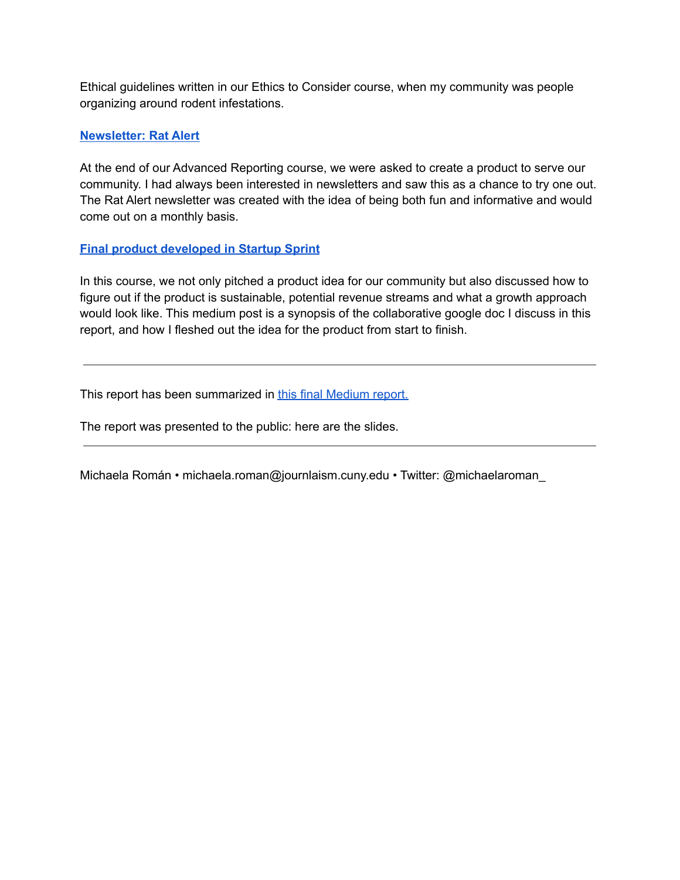Ethical guidelines written in our Ethics to Consider course, when my community was people organizing around rodent infestations.

**Newsletter: Rat Alert**

At the end of our Advanced Reporting course, we were asked to create a product to serve our community. I had always been interested in newsletters and saw this as a chance to try one out. The Rat Alert newsletter was created with the idea of being both fun and informative and would come out on a monthly basis.

**Final product developed in Startup Sprint**

In this course, we not only pitched a product idea for our community but also discussed how to figure out if the product is sustainable, potential revenue streams and what a growth approach would look like. This medium post is a synopsis of the collaborative google doc I discuss in this report, and how I fleshed out the idea for the product from start to finish.

---

This report has been summarized in this final Medium report.

The report was presented to the public: here are the slides.

---

Michaela Román • michaela.roman@journlaism.cuny.edu • Twitter: @michaelaroman_